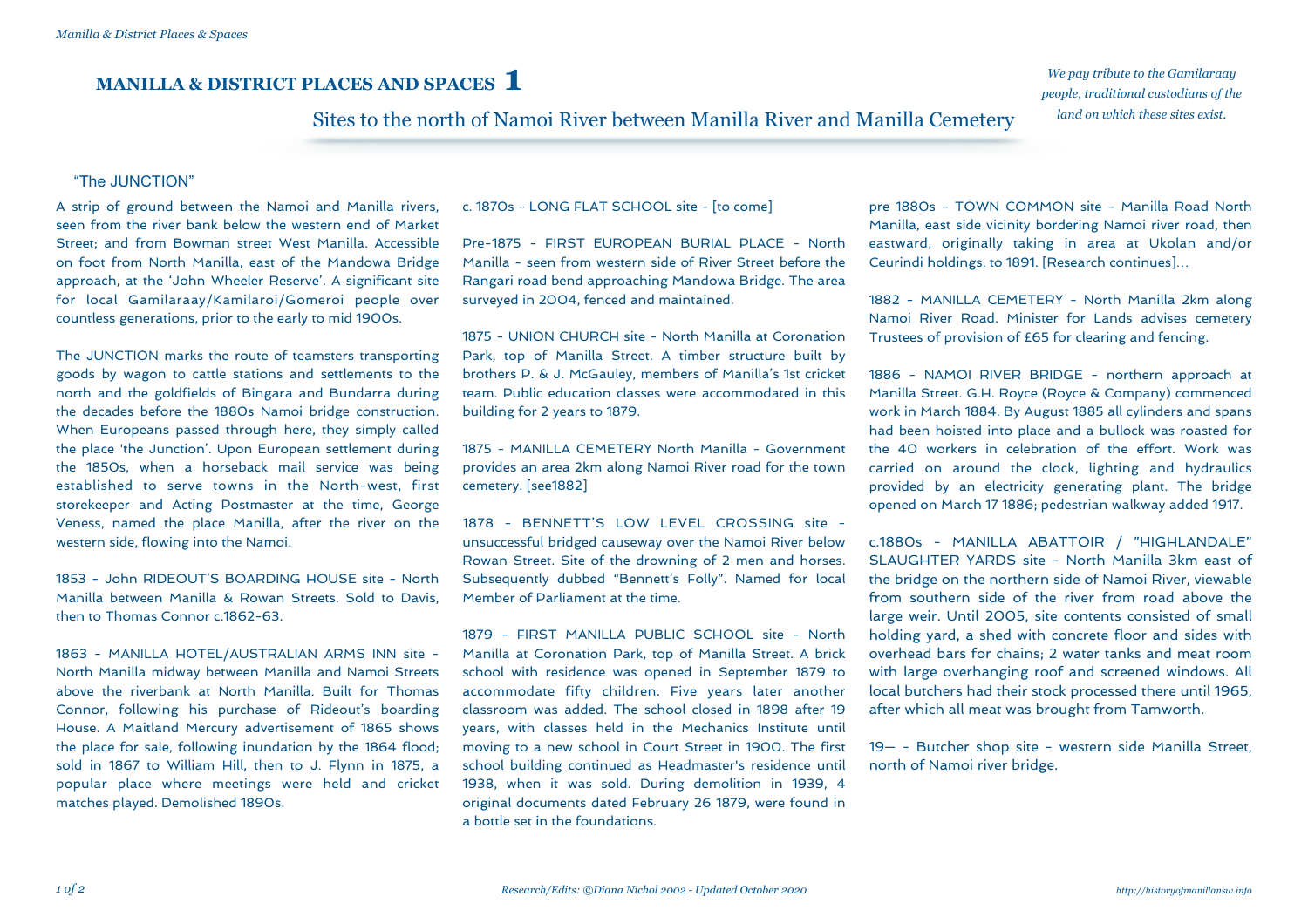# MANILLA & DISTRICT PLACES AND SPACES 1

## Sites to the north of Namoi River between Manilla River and Manilla Cemetery

*We pay tribute to the Gamilaraay people, traditional custodians of the land on which these sites exist.*

### "The JUNCTION"

A strip of ground between the Namoi and Manilla rivers, seen from the river bank below the western end of Market Street; and from Bowman street West Manilla. Accessible on foot from North Manilla, east of the Mandowa Bridge approach, at the 'John Wheeler Reserve'. A significant site for local Gamilaraay/Kamilaroi/Gomeroi people over countless generations, prior to the early to mid 1900s.

The JUNCTION marks the route of teamsters transporting goods by wagon to cattle stations and settlements to the north and the goldfields of Bingara and Bundarra during the decades before the 1880s Namoi bridge construction. When Europeans passed through here, they simply called the place 'the Junction'. Upon European settlement during the 1850s, when a horseback mail service was being established to serve towns in the North-west, first storekeeper and Acting Postmaster at the time, George Veness, named the place Manilla, after the river on the western side, flowing into the Namoi.

1853 - John RIDEOUT'S BOARDING HOUSE site - North Manilla between Manilla & Rowan Streets. Sold to Davis, then to Thomas Connor c.1862-63.

1863 - MANILLA HOTEL/AUSTRALIAN ARMS INN site - North Manilla midway between Manilla and Namoi Streets above the riverbank at North Manilla. Built for Thomas Connor, following his purchase of Rideout's boarding House. A Maitland Mercury advertisement of 1865 shows the place for sale, following inundation by the 1864 flood; sold in 1867 to William Hill, then to J. Flynn in 1875, a popular place where meetings were held and cricket matches played. Demolished 1890s.

c. 1870s - LONG FLAT SCHOOL site - [to come]

Pre-1875 - FIRST EUROPEAN BURIAL PLACE - North Manilla - seen from western side of River Street before the Rangari road bend approaching Mandowa Bridge. The area surveyed in 2004, fenced and maintained.

1875 - UNION CHURCH site - North Manilla at Coronation Park, top of Manilla Street. A timber structure built by brothers P. & J. McGauley, members of Manilla's 1st cricket team. Public education classes were accommodated in this building for 2 years to 1879.

1875 - MANILLA CEMETERY North Manilla - Government provides an area 2km along Namoi River road for the town cemetery. [see1882]

1878 - BENNETT'S LOW LEVEL CROSSING site - unsuccessful bridged causeway over the Namoi River below Rowan Street. Site of the drowning of 2 men and horses. Subsequently dubbed "Bennett's Folly". Named for local Member of Parliament at the time.

1879 - FIRST MANILLA PUBLIC SCHOOL site - North Manilla at Coronation Park, top of Manilla Street. A brick school with residence was opened in September 1879 to accommodate fifty children. Five years later another classroom was added. The school closed in 1898 after 19 years, with classes held in the Mechanics Institute until moving to a new school in Court Street in 1900. The first school building continued as Headmaster's residence until 1938, when it was sold. During demolition in 1939, 4 original documents dated February 26 1879, were found in a bottle set in the foundations.

pre 1880s - TOWN COMMON site - Manilla Road North Manilla, east side vicinity bordering Namoi river road, then eastward, originally taking in area at Ukolan and/or Ceurindi holdings. to 1891. [Research continues]...

1882 - MANILLA CEMETERY - North Manilla 2km along Namoi River Road. Minister for Lands advises cemetery Trustees of provision of £65 for clearing and fencing.

1886 - NAMOI RIVER BRIDGE - northern approach at Manilla Street. G.H. Royce (Royce & Company) commenced work in March 1884. By August 1885 all cylinders and spans had been hoisted into place and a bullock was roasted for the 40 workers in celebration of the effort. Work was carried on around the clock, lighting and hydraulics provided by an electricity generating plant. The bridge opened on March 17 1886; pedestrian walkway added 1917.

c.1880s - MANILLA ABATTOIR / "HIGHLANDALE" SLAUGHTER YARDS site - North Manilla 3km east of the bridge on the northern side of Namoi River, viewable from southern side of the river from road above the large weir. Until 2005, site contents consisted of small holding yard, a shed with concrete floor and sides with overhead bars for chains; 2 water tanks and meat room with large overhanging roof and screened windows. All local butchers had their stock processed there until 1965, after which all meat was brought from Tamworth.

19— - Butcher shop site - western side Manilla Street, north of Namoi river bridge.

*Research/Edits: ©Diana Nichol 2002 - Updated October 2020*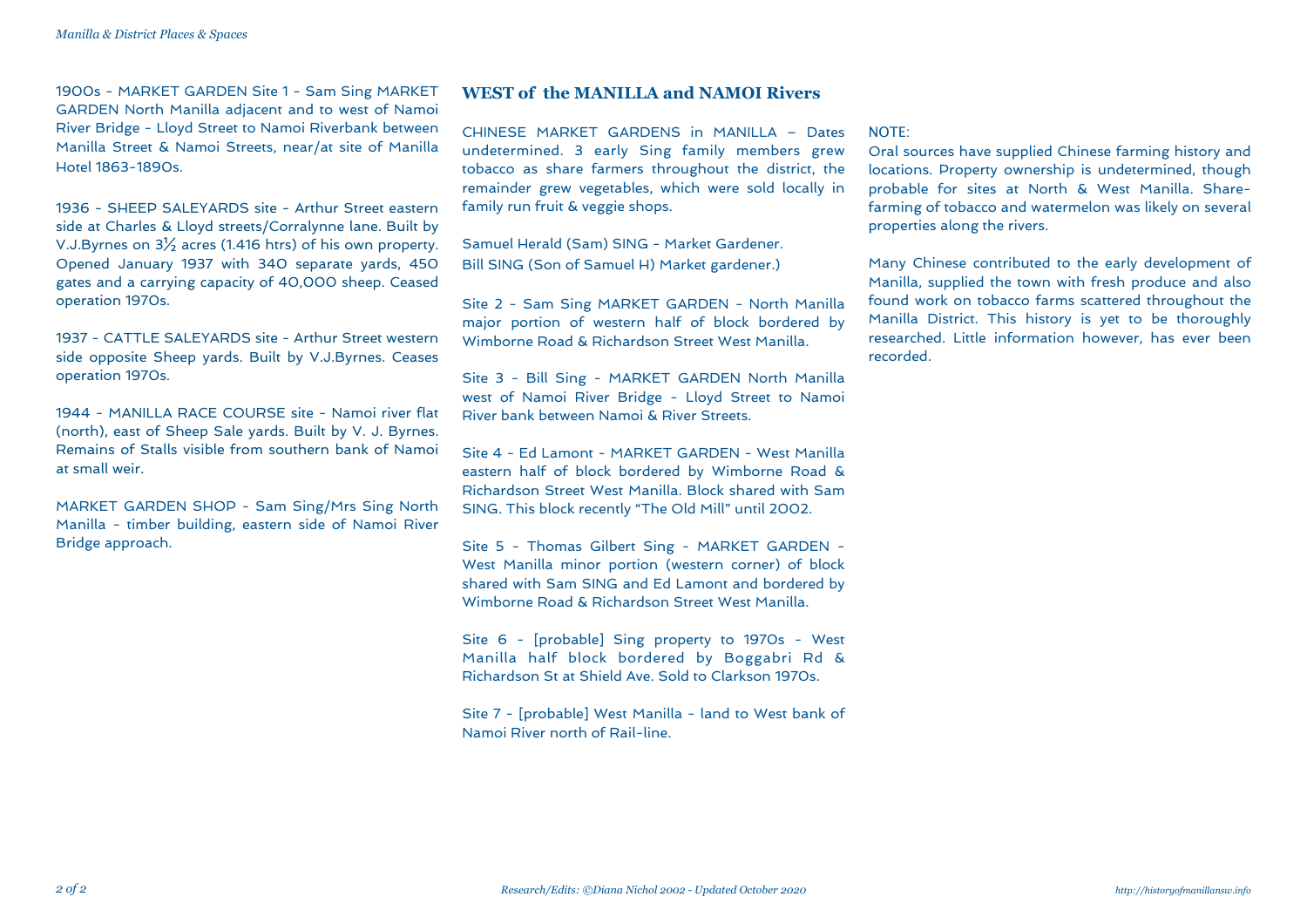1900s - MARKET GARDEN Site 1 - Sam Sing MARKET GARDEN North Manilla adjacent and to west of Namoi River Bridge - Lloyd Street to Namoi Riverbank between Manilla Street & Namoi Streets, near/at site of Manilla Hotel 1863-1890s.

1936 - SHEEP SALEYARDS site - Arthur Street eastern side at Charles & Lloyd streets/Corralynne lane. Built by V.J.Byrnes on 3½ acres (1.416 htrs) of his own property. Opened January 1937 with 340 separate yards, 450 gates and a carrying capacity of 40,000 sheep. Ceased operation 1970s.

1937 - CATTLE SALEYARDS site - Arthur Street western side opposite Sheep yards. Built by V.J.Byrnes. Ceases operation 1970s.

1944 - MANILLA RACE COURSE site - Namoi river flat (north), east of Sheep Sale yards. Built by V. J. Byrnes. Remains of Stalls visible from southern bank of Namoi at small weir.

MARKET GARDEN SHOP - Sam Sing/Mrs Sing North Manilla - timber building, eastern side of Namoi River Bridge approach.

## WEST of the MANILLA and NAMOI Rivers

CHINESE MARKET GARDENS in MANILLA – Dates undetermined. 3 early Sing family members grew tobacco as share farmers throughout the district, the remainder grew vegetables, which were sold locally in family run fruit & veggie shops.

Samuel Herald (Sam) SING - Market Gardener.
Bill SING (Son of Samuel H) Market gardener.)

Site 2 - Sam Sing MARKET GARDEN - North Manilla major portion of western half of block bordered by Wimborne Road & Richardson Street West Manilla.

Site 3 - Bill Sing - MARKET GARDEN North Manilla west of Namoi River Bridge - Lloyd Street to Namoi River bank between Namoi & River Streets.

Site 4 - Ed Lamont - MARKET GARDEN - West Manilla eastern half of block bordered by Wimborne Road & Richardson Street West Manilla. Block shared with Sam SING. This block recently "The Old Mill" until 2002.

Site 5 - Thomas Gilbert Sing - MARKET GARDEN - West Manilla minor portion (western corner) of block shared with Sam SING and Ed Lamont and bordered by Wimborne Road & Richardson Street West Manilla.

Site 6 - [probable] Sing property to 1970s - West Manilla half block bordered by Boggabri Rd & Richardson St at Shield Ave. Sold to Clarkson 1970s.

Site 7 - [probable] West Manilla - land to West bank of Namoi River north of Rail-line.

NOTE:
Oral sources have supplied Chinese farming history and locations. Property ownership is undetermined, though probable for sites at North & West Manilla. Share-farming of tobacco and watermelon was likely on several properties along the rivers.

Many Chinese contributed to the early development of Manilla, supplied the town with fresh produce and also found work on tobacco farms scattered throughout the Manilla District. This history is yet to be thoroughly researched. Little information however, has ever been recorded.

*Research/Edits: ©Diana Nichol 2002 - Updated October 2020*

*http://historyofmanillansw.info*